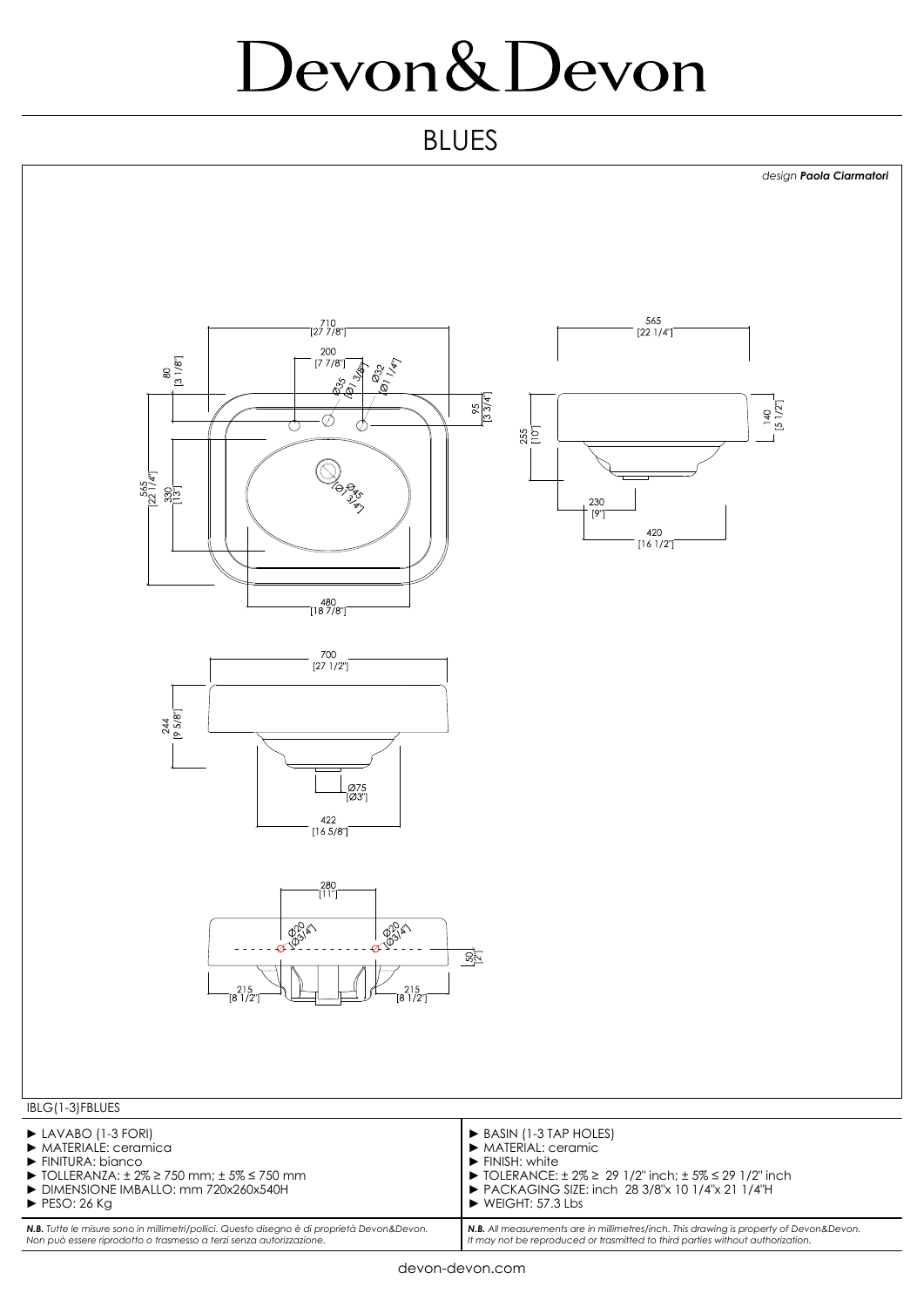# Devon&Devon

## BLUES

*design* ***Paola Ciarmatori***

710 [27 7/8"]
200 [7 7/8"]
Ø35 [Ø1 3/8"]
Ø32 [Ø1 1/4"]
80 [3 1/8"]
95 [3 3/4"]
565 [22 1/4"]
330 [13"]
Ø45 [Ø1 3/4"]
480 [18 7/8"]

565 [22 1/4"]
140 [5 1/2"]
255 [10"]
230 [9"]
420 [16 1/2"]

700 [27 1/2"]
244 [9 5/8"]
Ø75 [Ø3"]
422 [16 5/8"]

280 [11"]
Ø20 [Ø3/4"]
Ø20 [Ø3/4"]
50 [2"]
215 [8 1/2"]
215 [8 1/2"]

IBLG(1-3)FBLUES

- LAVABO (1-3 FORI)
- MATERIALE: ceramica
- FINITURA: bianco
- TOLLERANZA: ± 2% ≥ 750 mm; ± 5% ≤ 750 mm
- DIMENSIONE IMBALLO: mm 720x260x540H
- PESO: 26 Kg

- BASIN (1-3 TAP HOLES)
- MATERIAL: ceramic
- FINISH: white
- TOLERANCE: ± 2% ≥ 29 1/2" inch; ± 5% ≤ 29 1/2" inch
- PACKAGING SIZE: inch 28 3/8"x 10 1/4"x 21 1/4"H
- WEIGHT: 57.3 Lbs

***N.B.*** *Tutte le misure sono in millimetri/pollici. Questo disegno è di proprietà Devon&Devon. Non può essere riprodotto o trasmesso a terzi senza autorizzazione.*

***N.B.*** *All measurements are in millimetres/inch. This drawing is property of Devon&Devon. It may not be reproduced or trasmitted to third parties without authorization.*

devon-devon.com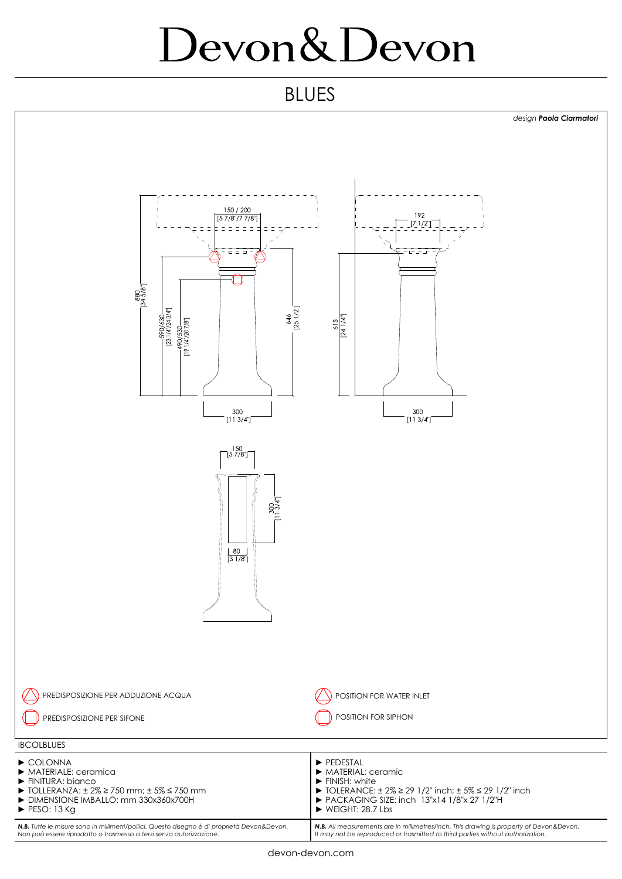# Devon&Devon

## BLUES

*design* ***Paola Ciarmatori***

150 / 200
[5 7/8"/7 7/8"]

192
[7 1/2"]

880
[34 5/8"]

590/630
[23 1/4"/24 3/4"]

490/530
[19 1/4"/20 7/8"]

646
[25 1/2"]

615
[24 1/4"]

300
[11 3/4"]

300
[11 3/4"]

150
[5 7/8"]

300
[11 3/4"]

80
[3 1/8"]

PREDISPOSIZIONE PER ADDUZIONE ACQUA

PREDISPOSIZIONE PER SIFONE

POSITION FOR WATER INLET

POSITION FOR SIPHON

IBCOLBLUES

| | |
|---|---|
| ► COLONNA<br>► MATERIALE: ceramica<br>► FINITURA: bianco<br>► TOLLERANZA: ± 2% ≥ 750 mm; ± 5% ≤ 750 mm<br>► DIMENSIONE IMBALLO: mm 330x360x700H<br>► PESO: 13 Kg | ► PEDESTAL<br>► MATERIAL: ceramic<br>► FINISH: white<br>► TOLERANCE: ± 2% ≥ 29 1/2" inch; ± 5% ≤ 29 1/2" inch<br>► PACKAGING SIZE: inch 13"x14 1/8"x 27 1/2"H<br>► WEIGHT: 28.7 Lbs |
| ***N.B.*** *Tutte le misure sono in millimetri/pollici. Questo disegno è di proprietà Devon&Devon. Non può essere riprodotto o trasmesso a terzi senza autorizzazione.* | ***N.B.*** *All measurements are in millimetres/inch. This drawing is property of Devon&Devon. It may not be reproduced or trasmitted to third parties without authorization.* |

devon-devon.com